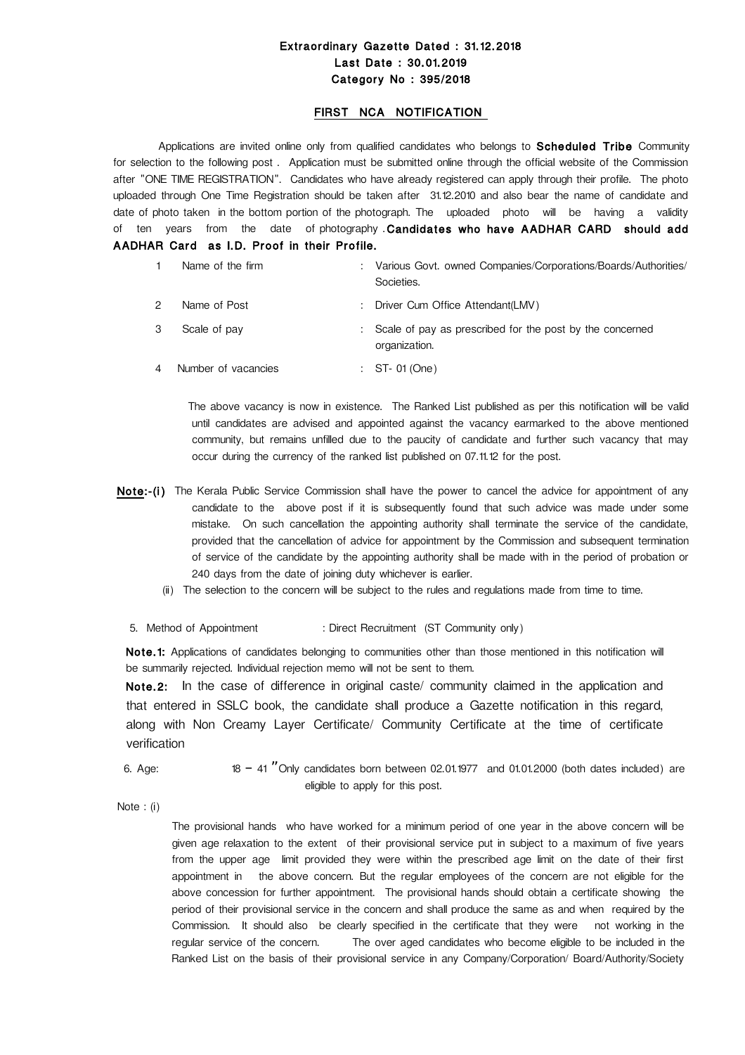**Extraordinary Gazette Dated : 31.12.2018**
**Last Date : 30.01.2019**
**Category No : 395/2018**

## FIRST NCA NOTIFICATION

Applications are invited online only from qualified candidates who belongs to **Scheduled Tribe** Community for selection to the following post . Application must be submitted online through the official website of the Commission after "ONE TIME REGISTRATION". Candidates who have already registered can apply through their profile. The photo uploaded through One Time Registration should be taken after 31.12.2010 and also bear the name of candidate and date of photo taken in the bottom portion of the photograph. The uploaded photo will be having a validity of ten years from the date of photography . **Candidates who have AADHAR CARD should add AADHAR Card as I.D. Proof in their Profile.**

| | | | |
|---|---|---|---|
| 1 | Name of the firm | : | Various Govt. owned Companies/Corporations/Boards/Authorities/ Societies. |
| 2 | Name of Post | : | Driver Cum Office Attendant(LMV) |
| 3 | Scale of pay | : | Scale of pay as prescribed for the post by the concerned organization. |
| 4 | Number of vacancies | : | ST- 01 (One) |

The above vacancy is now in existence. The Ranked List published as per this notification will be valid until candidates are advised and appointed against the vacancy earmarked to the above mentioned community, but remains unfilled due to the paucity of candidate and further such vacancy that may occur during the currency of the ranked list published on 07.11.12 for the post.

**Note:-(i)** The Kerala Public Service Commission shall have the power to cancel the advice for appointment of any candidate to the above post if it is subsequently found that such advice was made under some mistake. On such cancellation the appointing authority shall terminate the service of the candidate, provided that the cancellation of advice for appointment by the Commission and subsequent termination of service of the candidate by the appointing authority shall be made with in the period of probation or 240 days from the date of joining duty whichever is earlier.

(ii) The selection to the concern will be subject to the rules and regulations made from time to time.

5. Method of Appointment : Direct Recruitment (ST Community only)

**Note.1:** Applications of candidates belonging to communities other than those mentioned in this notification will be summarily rejected. Individual rejection memo will not be sent to them.

**Note.2:** In the case of difference in original caste/ community claimed in the application and that entered in SSLC book, the candidate shall produce a Gazette notification in this regard, along with Non Creamy Layer Certificate/ Community Certificate at the time of certificate verification

6. Age: 18 – 41 "Only candidates born between 02.01.1977 and 01.01.2000 (both dates included) are eligible to apply for this post.

Note : (i)

The provisional hands who have worked for a minimum period of one year in the above concern will be given age relaxation to the extent of their provisional service put in subject to a maximum of five years from the upper age limit provided they were within the prescribed age limit on the date of their first appointment in the above concern. But the regular employees of the concern are not eligible for the above concession for further appointment. The provisional hands should obtain a certificate showing the period of their provisional service in the concern and shall produce the same as and when required by the Commission. It should also be clearly specified in the certificate that they were not working in the regular service of the concern. The over aged candidates who become eligible to be included in the Ranked List on the basis of their provisional service in any Company/Corporation/ Board/Authority/Society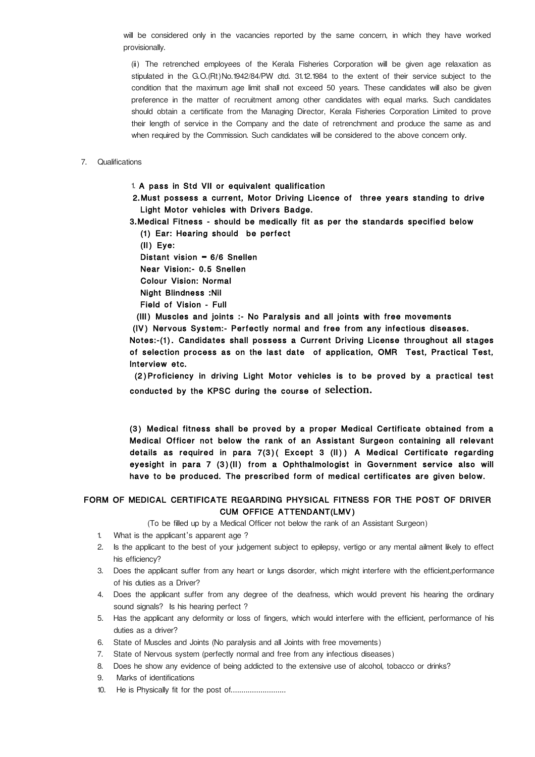will be considered only in the vacancies reported by the same concern, in which they have worked provisionally.

(ii) The retrenched employees of the Kerala Fisheries Corporation will be given age relaxation as stipulated in the G.O.(Rt)No.1942/84/PW dtd. 31.12.1984 to the extent of their service subject to the condition that the maximum age limit shall not exceed 50 years. These candidates will also be given preference in the matter of recruitment among other candidates with equal marks. Such candidates should obtain a certificate from the Managing Director, Kerala Fisheries Corporation Limited to prove their length of service in the Company and the date of retrenchment and produce the same as and when required by the Commission. Such candidates will be considered to the above concern only.

7. Qualifications

**1. A pass in Std VII or equivalent qualification**

**2. Must possess a current, Motor Driving Licence of three years standing to drive Light Motor vehicles with Drivers Badge.**

**3. Medical Fitness - should be medically fit as per the standards specified below**

**(1) Ear: Hearing should be perfect**

**(II) Eye:**

**Distant vision = 6/6 Snellen**

**Near Vision:- 0.5 Snellen**

**Colour Vision: Normal**

**Night Blindness :Nil**

**Field of Vision - Full**

**(III) Muscles and joints :- No Paralysis and all joints with free movements**

**(IV) Nervous System:- Perfectly normal and free from any infectious diseases.**

**Notes:-(1). Candidates shall possess a Current Driving License throughout all stages of selection process as on the last date of application, OMR Test, Practical Test, Interview etc.**

**(2) Proficiency in driving Light Motor vehicles is to be proved by a practical test conducted by the KPSC during the course of selection.**

**(3) Medical fitness shall be proved by a proper Medical Certificate obtained from a Medical Officer not below the rank of an Assistant Surgeon containing all relevant details as required in para 7(3)( Except 3 (II)) A Medical Certificate regarding eyesight in para 7 (3)(II) from a Ophthalmologist in Government service also will have to be produced. The prescribed form of medical certificates are given below.**

## FORM OF MEDICAL CERTIFICATE REGARDING PHYSICAL FITNESS FOR THE POST OF DRIVER CUM OFFICE ATTENDANT(LMV)

(To be filled up by a Medical Officer not below the rank of an Assistant Surgeon)

1. What is the applicant's apparent age ?
2. Is the applicant to the best of your judgement subject to epilepsy, vertigo or any mental ailment likely to effect his efficiency?
3. Does the applicant suffer from any heart or lungs disorder, which might interfere with the efficient,performance of his duties as a Driver?
4. Does the applicant suffer from any degree of the deafness, which would prevent his hearing the ordinary sound signals? Is his hearing perfect ?
5. Has the applicant any deformity or loss of fingers, which would interfere with the efficient, performance of his duties as a driver?
6. State of Muscles and Joints (No paralysis and all Joints with free movements)
7. State of Nervous system (perfectly normal and free from any infectious diseases)
8. Does he show any evidence of being addicted to the extensive use of alcohol, tobacco or drinks?
9. Marks of identifications
10. He is Physically fit for the post of..........................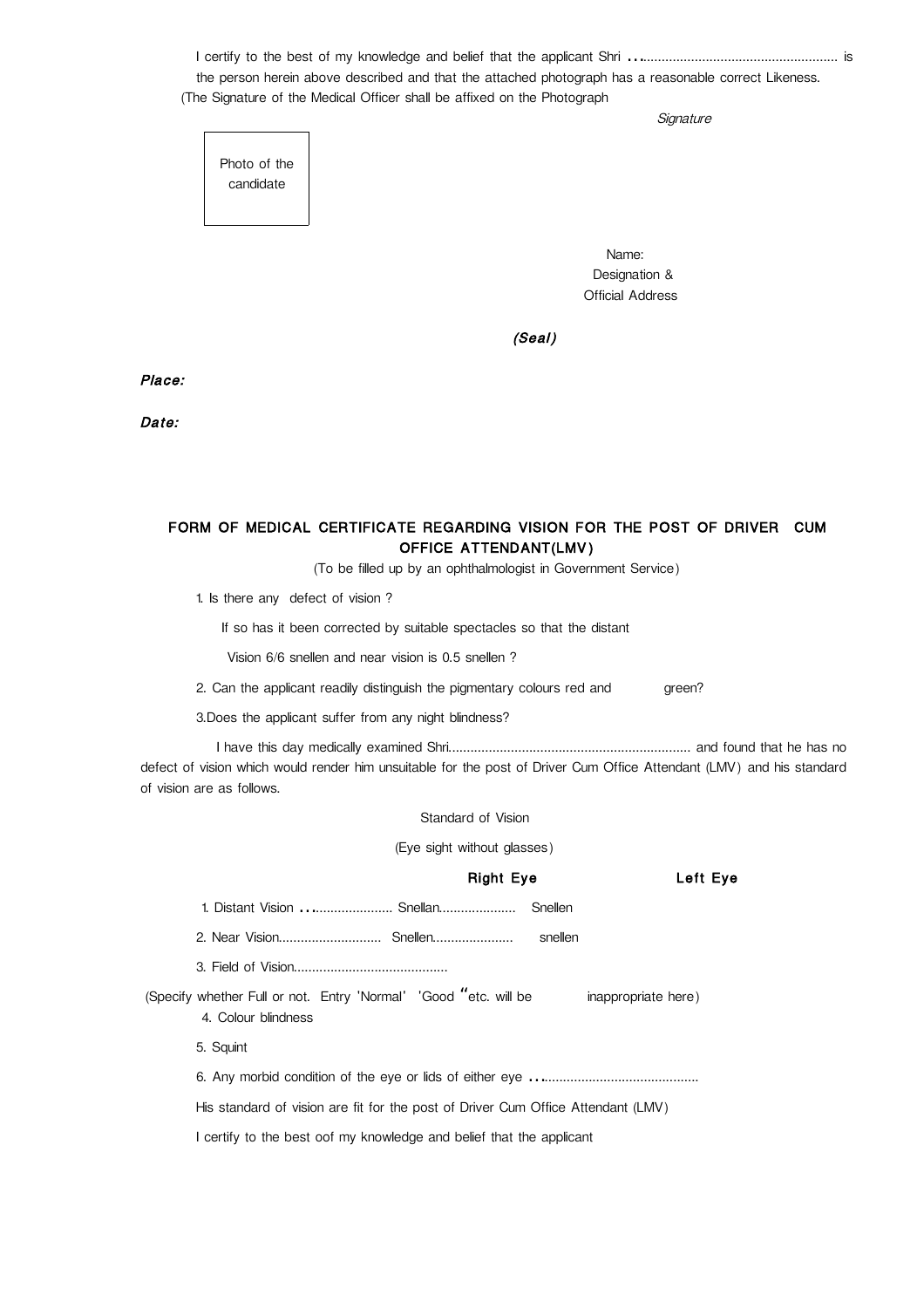I certify to the best of my knowledge and belief that the applicant Shri ........................................................... is the person herein above described and that the attached photograph has a reasonable correct Likeness.

(The Signature of the Medical Officer shall be affixed on the Photograph

*Signature*

Photo of the candidate

Name:
Designation &
Official Address

***(Seal)***

***Place:***

***Date:***

## FORM OF MEDICAL CERTIFICATE REGARDING VISION FOR THE POST OF DRIVER CUM OFFICE ATTENDANT(LMV)

(To be filled up by an ophthalmologist in Government Service)

1. Is there any defect of vision ?

   If so has it been corrected by suitable spectacles so that the distant

   Vision 6/6 snellen and near vision is 0.5 snellen ?

2. Can the applicant readily distinguish the pigmentary colours red and green?

3. Does the applicant suffer from any night blindness?

I have this day medically examined Shri.................................................................. and found that he has no defect of vision which would render him unsuitable for the post of Driver Cum Office Attendant (LMV) and his standard of vision are as follows.

Standard of Vision

(Eye sight without glasses)

**Right Eye** **Left Eye**

1. Distant Vision ........................ Snellan..................... Snellen
2. Near Vision............................ Snellen...................... snellen
3. Field of Vision..........................................

(Specify whether Full or not. Entry 'Normal' 'Good "etc. will be inappropriate here)

4. Colour blindness
5. Squint
6. Any morbid condition of the eye or lids of either eye ...........................................

His standard of vision are fit for the post of Driver Cum Office Attendant (LMV)

I certify to the best oof my knowledge and belief that the applicant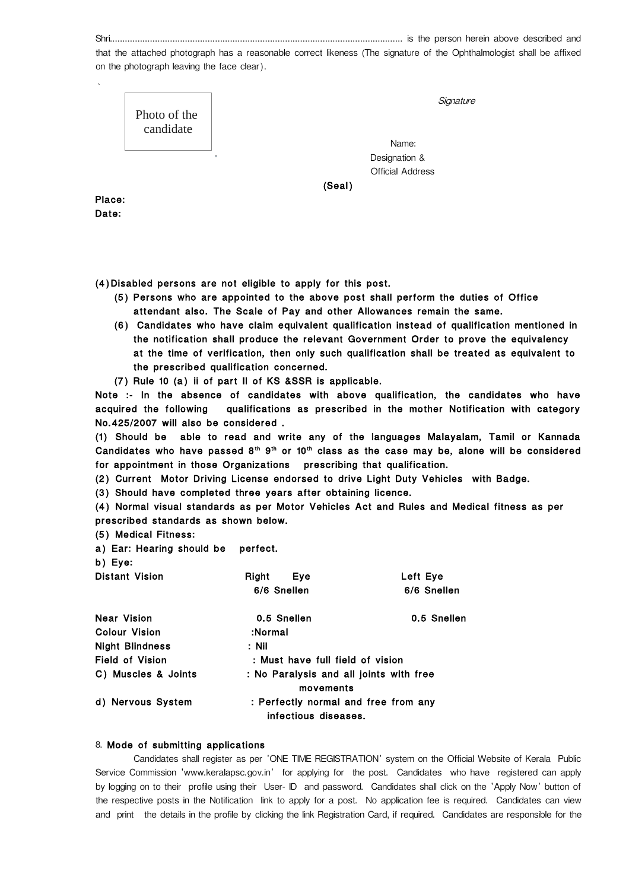Shri.................................................................................................................. is the person herein above described and that the attached photograph has a reasonable correct likeness (The signature of the Ophthalmologist shall be affixed on the photograph leaving the face clear).

Photo of the candidate

*Signature*

Name:

Designation &

Official Address

**(Seal)**

**Place:**

**Date:**

**(4) Disabled persons are not eligible to apply for this post.**

**(5) Persons who are appointed to the above post shall perform the duties of Office attendant also. The Scale of Pay and other Allowances remain the same.**

**(6) Candidates who have claim equivalent qualification instead of qualification mentioned in the notification shall produce the relevant Government Order to prove the equivalency at the time of verification, then only such qualification shall be treated as equivalent to the prescribed qualification concerned.**

**(7) Rule 10 (a) ii of part II of KS &SSR is applicable.**

**Note :- In the absence of candidates with above qualification, the candidates who have acquired the following qualifications as prescribed in the mother Notification with category No.425/2007 will also be considered .**

**(1) Should be able to read and write any of the languages Malayalam, Tamil or Kannada Candidates who have passed 8th 9th or 10th class as the case may be, alone will be considered for appointment in those Organizations prescribing that qualification.**

**(2) Current Motor Driving License endorsed to drive Light Duty Vehicles with Badge.**

**(3) Should have completed three years after obtaining licence.**

**(4) Normal visual standards as per Motor Vehicles Act and Rules and Medical fitness as per prescribed standards as shown below.**

**(5) Medical Fitness:**

**a) Ear: Hearing should be perfect.**

**b) Eye:**

| | Right Eye | Left Eye |
|---|---|---|
| **Distant Vision** | **6/6 Snellen** | **6/6 Snellen** |
| **Near Vision** | **0.5 Snellen** | **0.5 Snellen** |
| **Colour Vision** | **:Normal** | |
| **Night Blindness** | **: Nil** | |
| **Field of Vision** | **: Must have full field of vision** | |

**C) Muscles & Joints : No Paralysis and all joints with free movements**

**d) Nervous System : Perfectly normal and free from any infectious diseases.**

8. **Mode of submitting applications**

Candidates shall register as per 'ONE TIME REGISTRATION' system on the Official Website of Kerala Public Service Commission 'www.keralapsc.gov.in' for applying for the post. Candidates who have registered can apply by logging on to their profile using their User- ID and password. Candidates shall click on the 'Apply Now' button of the respective posts in the Notification link to apply for a post. No application fee is required. Candidates can view and print the details in the profile by clicking the link Registration Card, if required. Candidates are responsible for the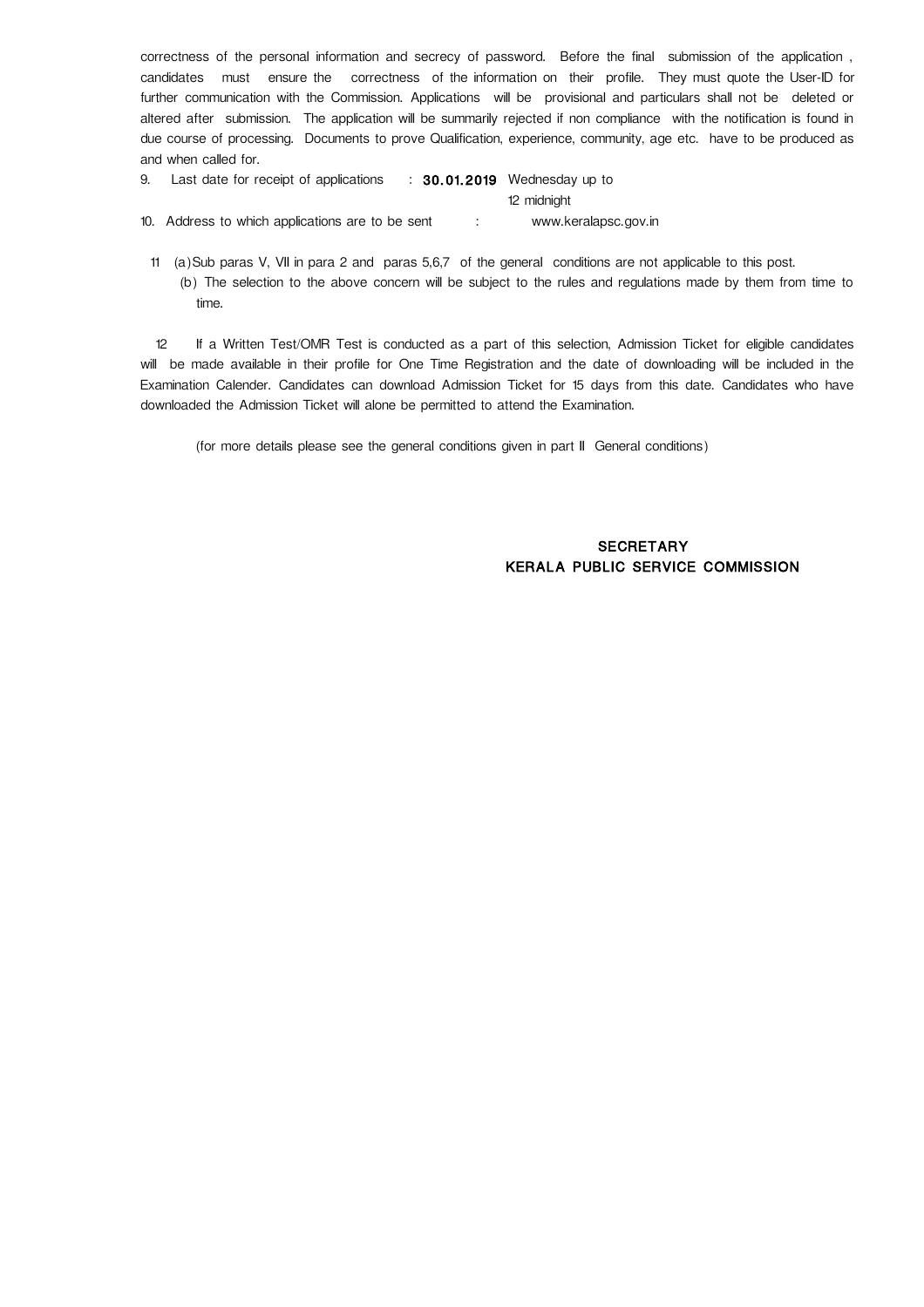correctness of the personal information and secrecy of password. Before the final submission of the application, candidates must ensure the correctness of the information on their profile. They must quote the User-ID for further communication with the Commission. Applications will be provisional and particulars shall not be deleted or altered after submission. The application will be summarily rejected if non compliance with the notification is found in due course of processing. Documents to prove Qualification, experience, community, age etc. have to be produced as and when called for.

9. Last date for receipt of applications : **30.01.2019** Wednesday up to 12 midnight

10. Address to which applications are to be sent : www.keralapsc.gov.in

11 (a) Sub paras V, VII in para 2 and paras 5,6,7 of the general conditions are not applicable to this post.

(b) The selection to the above concern will be subject to the rules and regulations made by them from time to time.

12 If a Written Test/OMR Test is conducted as a part of this selection, Admission Ticket for eligible candidates will be made available in their profile for One Time Registration and the date of downloading will be included in the Examination Calender. Candidates can download Admission Ticket for 15 days from this date. Candidates who have downloaded the Admission Ticket will alone be permitted to attend the Examination.

(for more details please see the general conditions given in part II General conditions)

**SECRETARY**
**KERALA PUBLIC SERVICE COMMISSION**